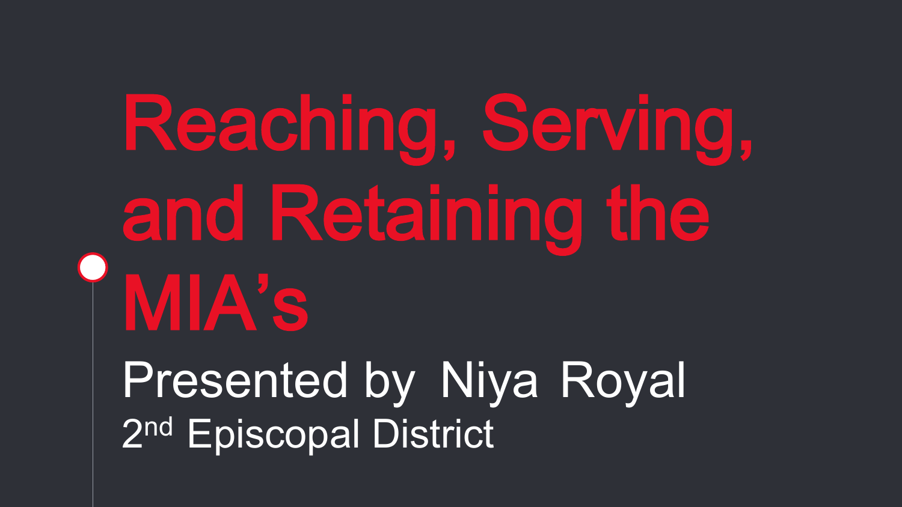# Reaching, Serving, and Retaining the MIA's

Presented by Niya Royal

2nd Episcopal District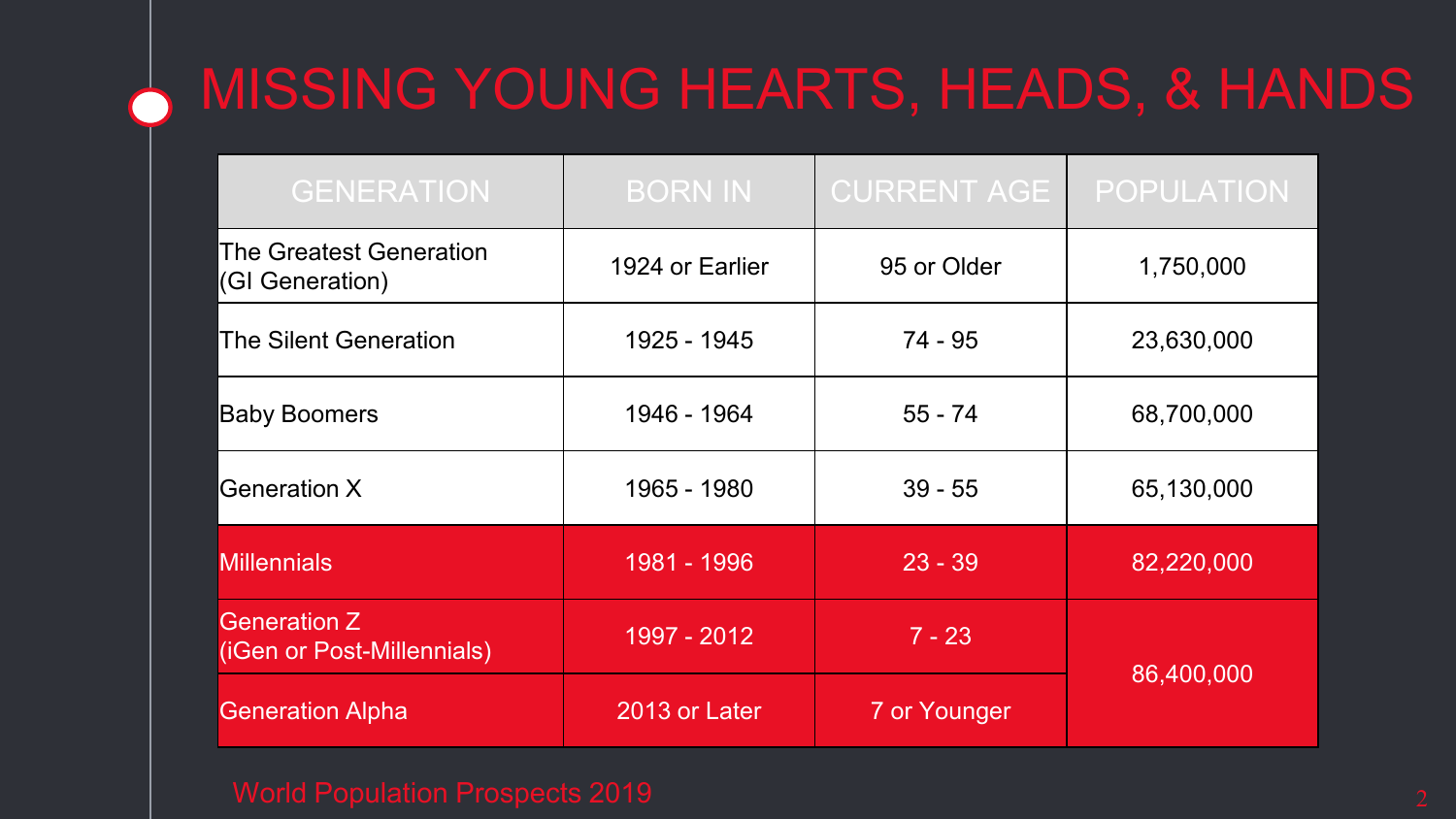# MISSING YOUNG HEARTS, HEADS, & HANDS

| GENERATION | BORN IN | CURRENT AGE | POPULATION |
|---|---|---|---|
| The Greatest Generation (GI Generation) | 1924 or Earlier | 95 or Older | 1,750,000 |
| The Silent Generation | 1925 - 1945 | 74 - 95 | 23,630,000 |
| Baby Boomers | 1946 - 1964 | 55 - 74 | 68,700,000 |
| Generation X | 1965 - 1980 | 39 - 55 | 65,130,000 |
| Millennials | 1981 - 1996 | 23 - 39 | 82,220,000 |
| Generation Z (iGen or Post-Millennials) | 1997 - 2012 | 7 - 23 | 86,400,000 |
| Generation Alpha | 2013 or Later | 7 or Younger | |

World Population Prospects 2019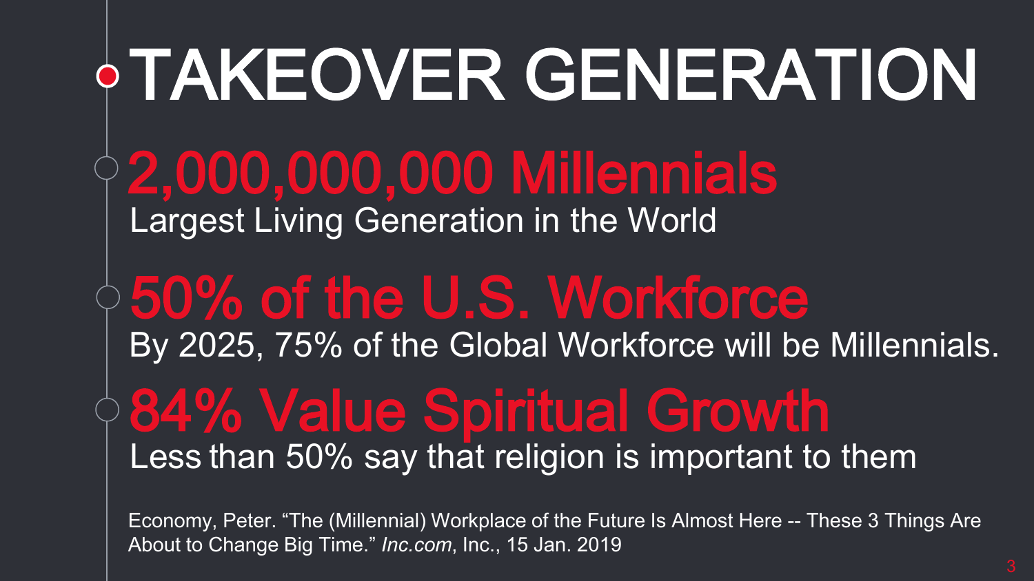# TAKEOVER GENERATION

## 2,000,000,000 Millennials

Largest Living Generation in the World

## 50% of the U.S. Workforce

By 2025, 75% of the Global Workforce will be Millennials.

## 84% Value Spiritual Growth

Less than 50% say that religion is important to them

Economy, Peter. "The (Millennial) Workplace of the Future Is Almost Here -- These 3 Things Are About to Change Big Time." *Inc.com*, Inc., 15 Jan. 2019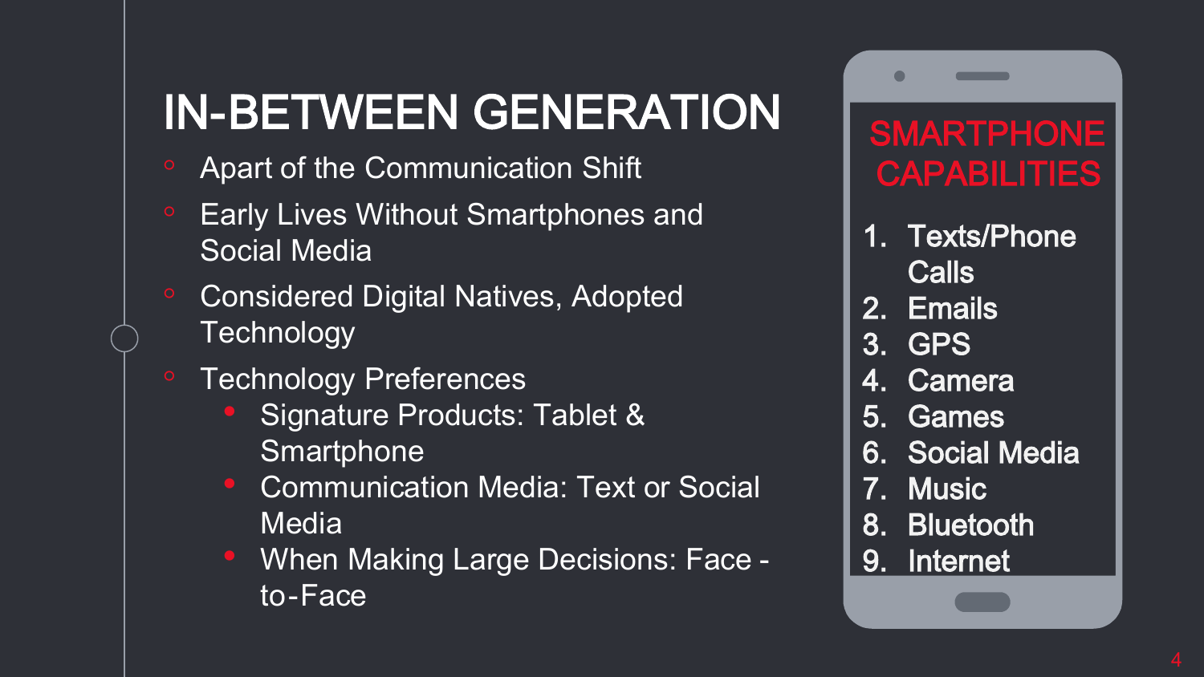# IN-BETWEEN GENERATION

- Apart of the Communication Shift
- Early Lives Without Smartphones and Social Media
- Considered Digital Natives, Adopted Technology
- Technology Preferences
  - Signature Products: Tablet & Smartphone
  - Communication Media: Text or Social Media
  - When Making Large Decisions: Face -to-Face

## SMARTPHONE CAPABILITIES

1. Texts/Phone Calls
2. Emails
3. GPS
4. Camera
5. Games
6. Social Media
7. Music
8. Bluetooth
9. Internet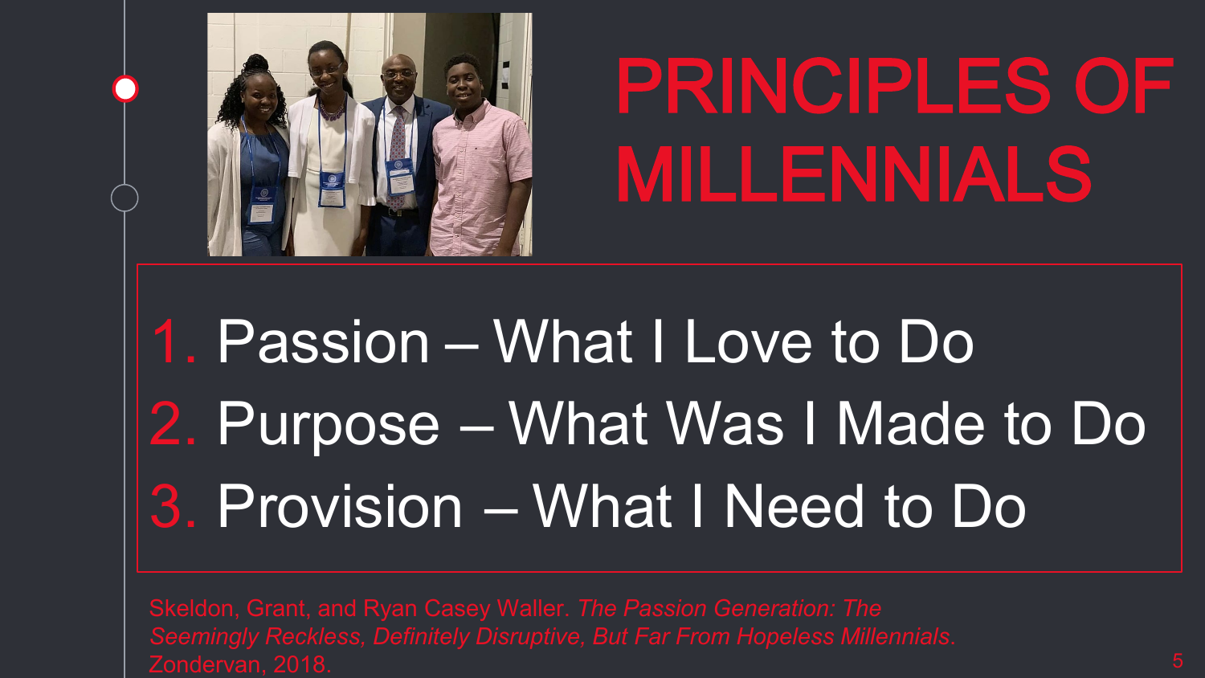# PRINCIPLES OF MILLENNIALS

1. Passion – What I Love to Do
2. Purpose – What Was I Made to Do
3. Provision – What I Need to Do

Skeldon, Grant, and Ryan Casey Waller. *The Passion Generation: The Seemingly Reckless, Definitely Disruptive, But Far From Hopeless Millennials.* Zondervan, 2018.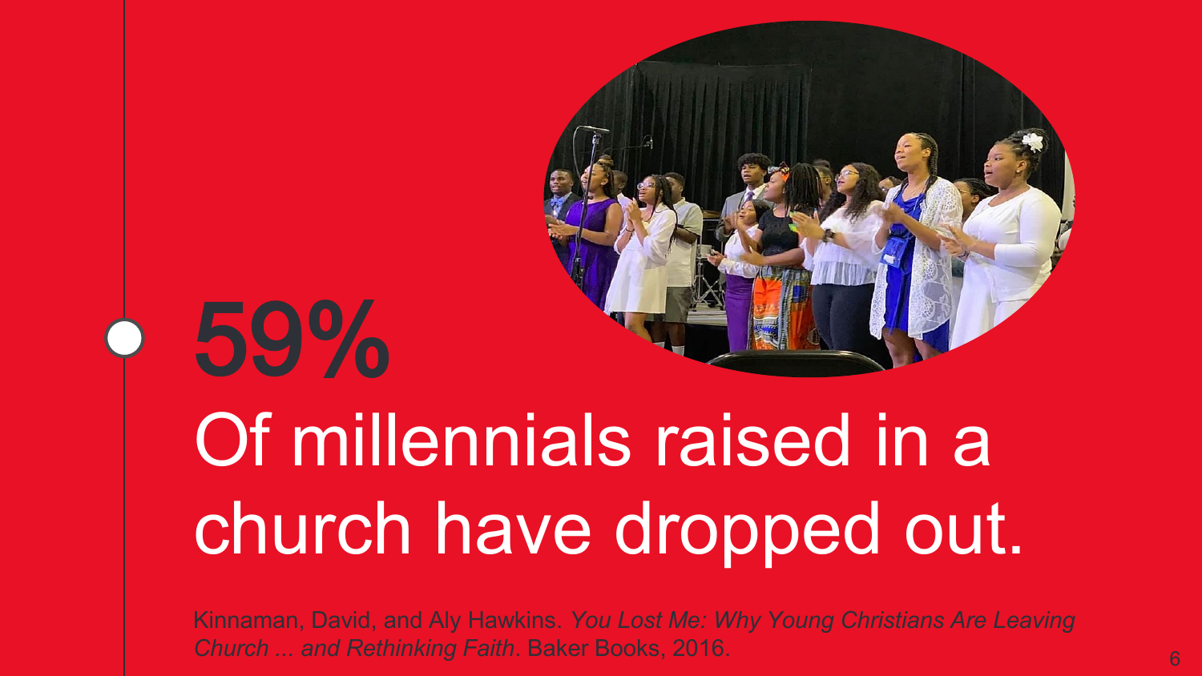# 59%

Of millennials raised in a church have dropped out.

Kinnaman, David, and Aly Hawkins. *You Lost Me: Why Young Christians Are Leaving Church ... and Rethinking Faith*. Baker Books, 2016.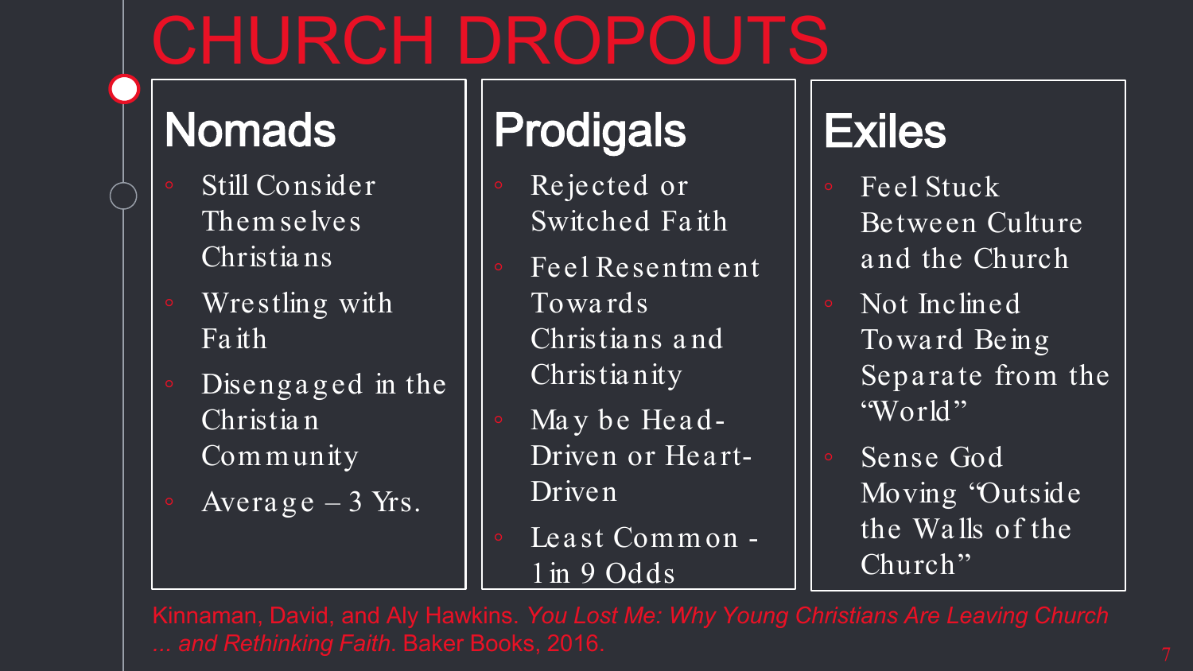# CHURCH DROPOUTS

## Nomads

- Still Consider Themselves Christians
- Wrestling with Faith
- Disengaged in the Christian Community
- Average – 3 Yrs.

## Prodigals

- Rejected or Switched Faith
- Feel Resentment Towards Christians and Christianity
- May be Head-Driven or Heart-Driven
- Least Common - 1 in 9 Odds

## Exiles

- Feel Stuck Between Culture and the Church
- Not Inclined Toward Being Separate from the "World"
- Sense God Moving "Outside the Walls of the Church"

Kinnaman, David, and Aly Hawkins. *You Lost Me: Why Young Christians Are Leaving Church ... and Rethinking Faith*. Baker Books, 2016.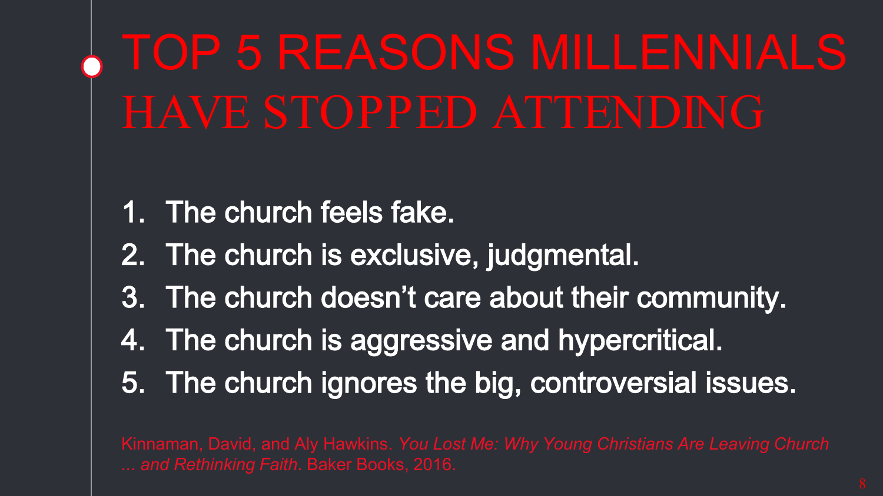# TOP 5 REASONS MILLENNIALS HAVE STOPPED ATTENDING

1. The church feels fake.
2. The church is exclusive, judgmental.
3. The church doesn't care about their community.
4. The church is aggressive and hypercritical.
5. The church ignores the big, controversial issues.

Kinnaman, David, and Aly Hawkins. *You Lost Me: Why Young Christians Are Leaving Church ... and Rethinking Faith*. Baker Books, 2016.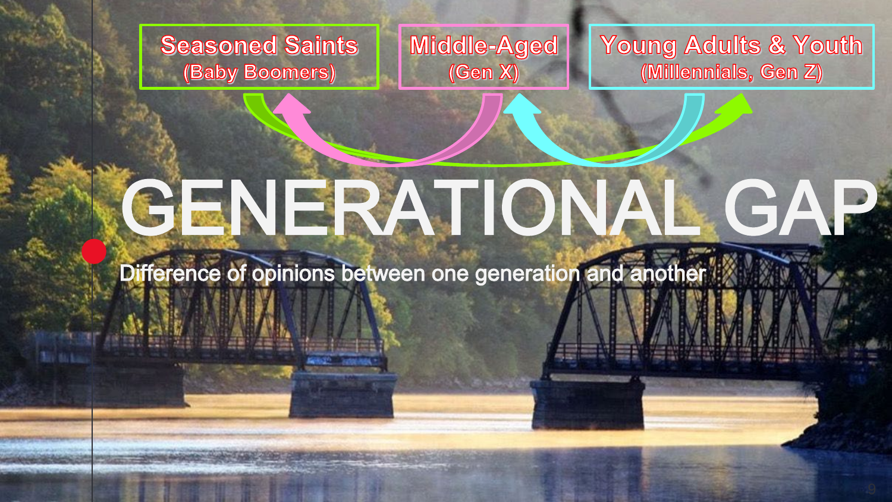Seasoned Saints
(Baby Boomers)

Middle-Aged
(Gen X)

Young Adults & Youth
(Millennials, Gen Z)

# GENERATIONAL GAP

Difference of opinions between one generation and another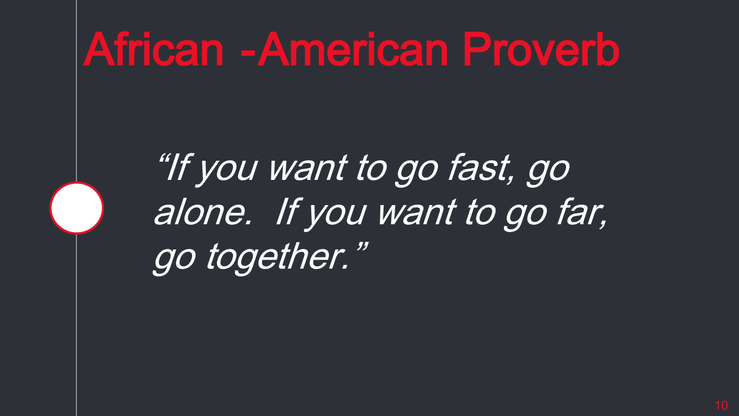# African -American Proverb

*"If you want to go fast, go alone. If you want to go far, go together."*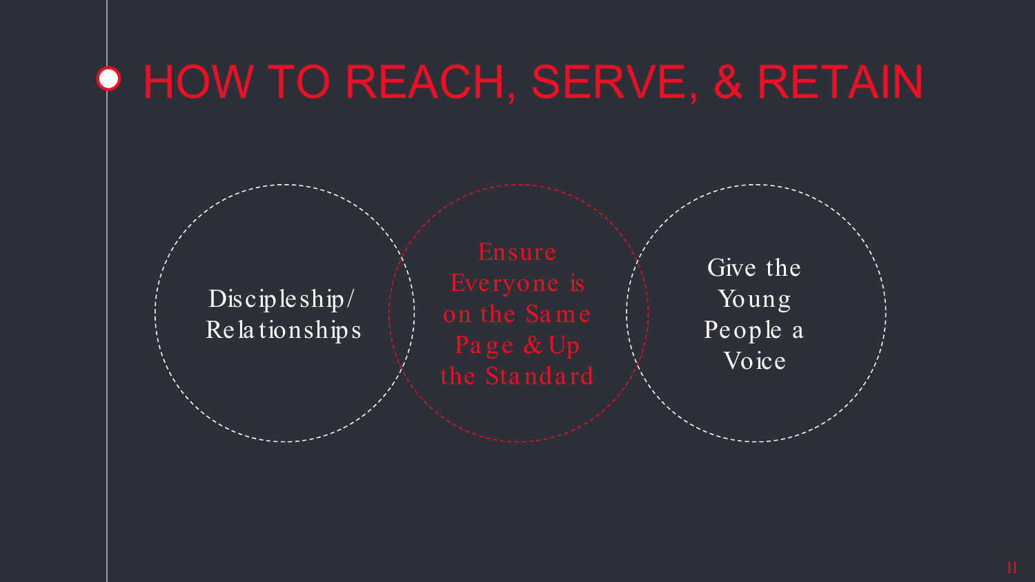# HOW TO REACH, SERVE, & RETAIN

- Discipleship/ Relationships
- Ensure Everyone is on the Same Page & Up the Standard
- Give the Young People a Voice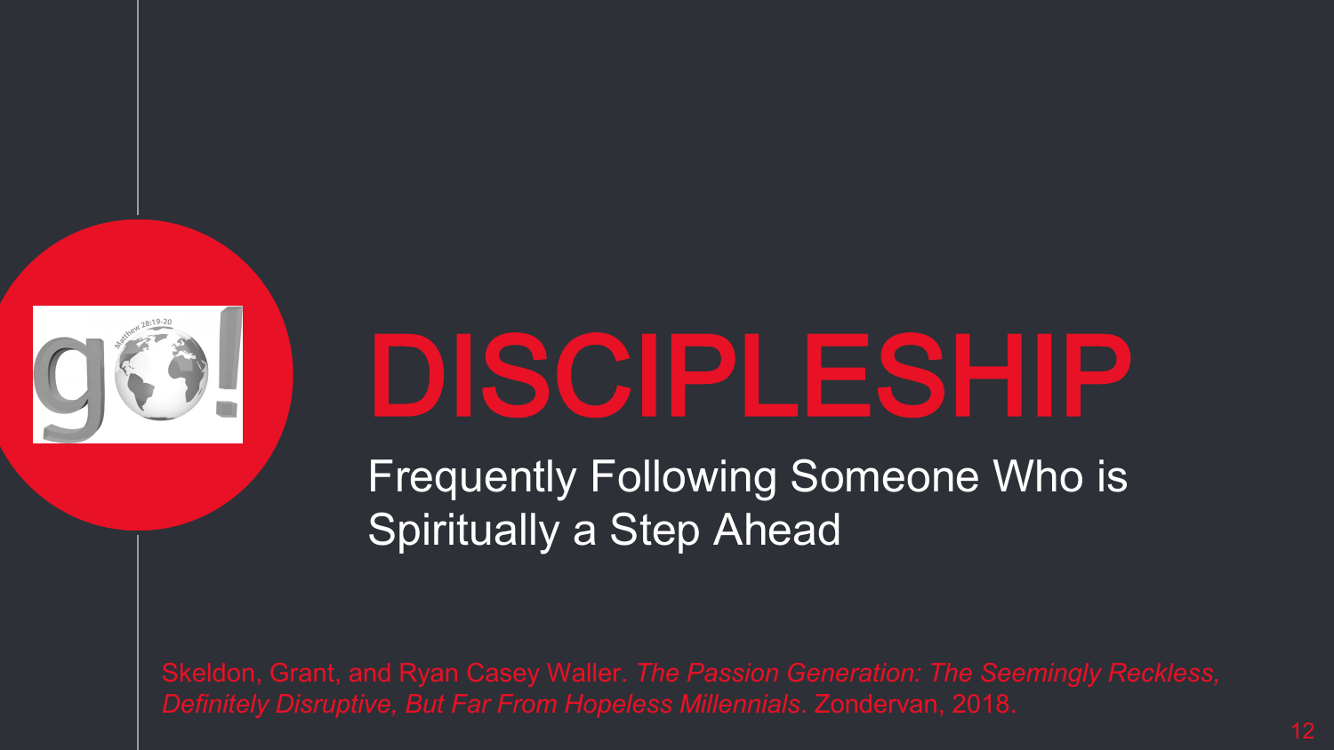# DISCIPLESHIP

Frequently Following Someone Who is Spiritually a Step Ahead

Skeldon, Grant, and Ryan Casey Waller. *The Passion Generation: The Seemingly Reckless, Definitely Disruptive, But Far From Hopeless Millennials*. Zondervan, 2018.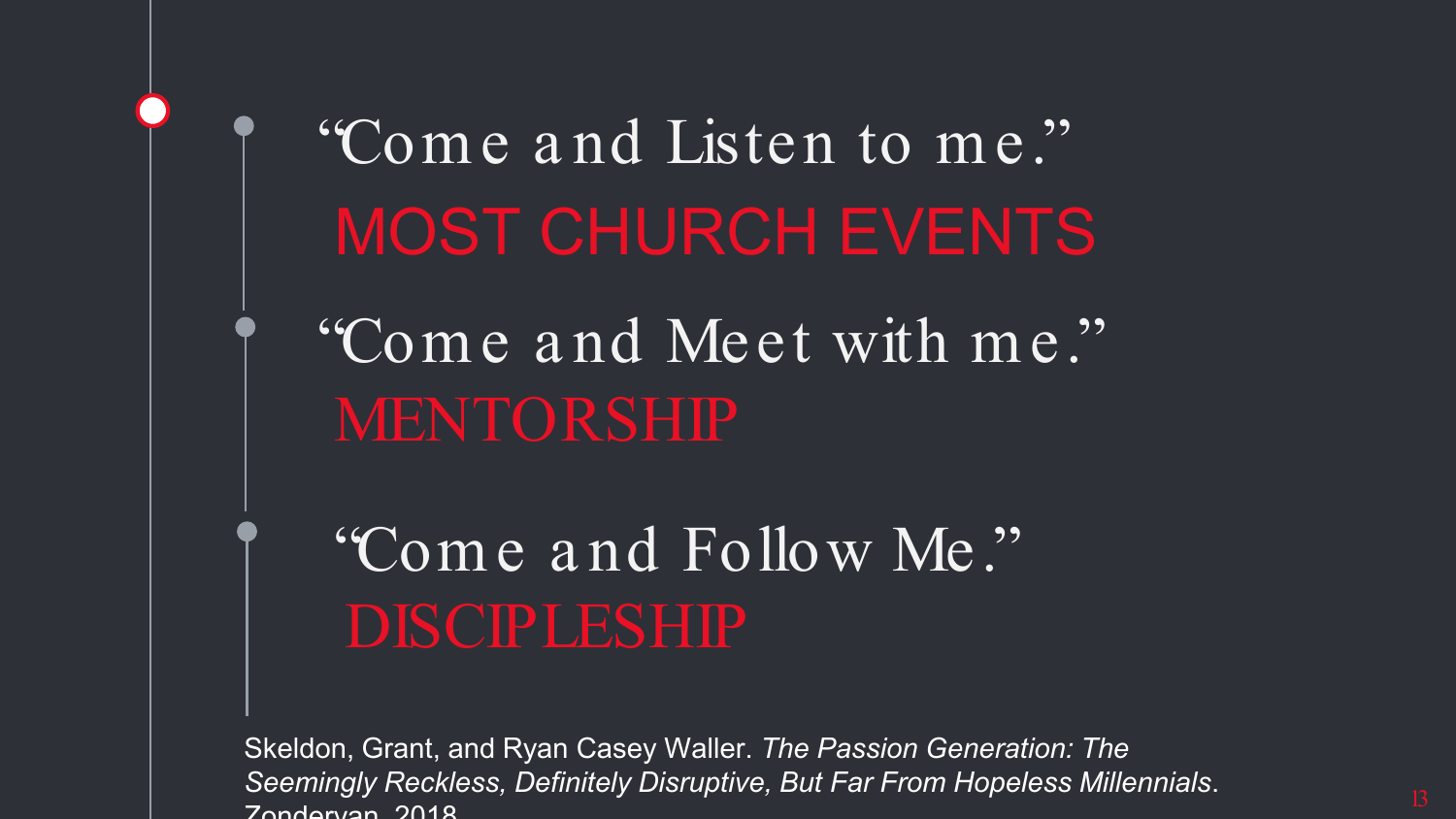"Come and Listen to me."

**MOST CHURCH EVENTS**

"Come and Meet with me."

**MENTORSHIP**

"Come and Follow Me."

**DISCIPLESHIP**

Skeldon, Grant, and Ryan Casey Waller. *The Passion Generation: The Seemingly Reckless, Definitely Disruptive, But Far From Hopeless Millennials*. Zondervan, 2018.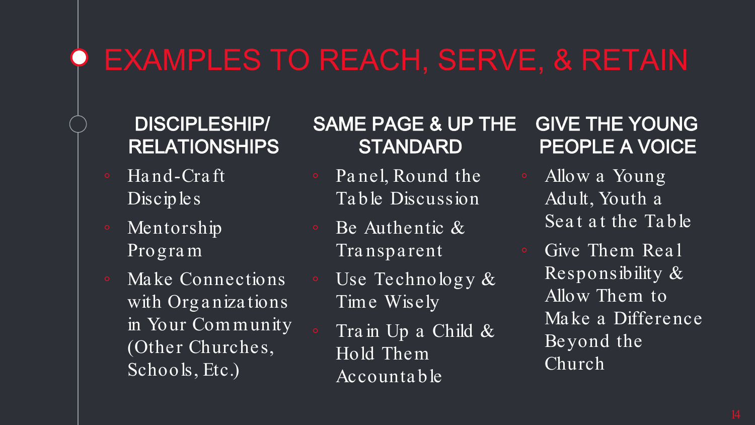# EXAMPLES TO REACH, SERVE, & RETAIN

## DISCIPLESHIP/ RELATIONSHIPS

- Hand-Craft Disciples
- Mentorship Program
- Make Connections with Organizations in Your Community (Other Churches, Schools, Etc.)

## SAME PAGE & UP THE STANDARD

- Panel, Round the Table Discussion
- Be Authentic & Transparent
- Use Technology & Time Wisely
- Train Up a Child & Hold Them Accountable

## GIVE THE YOUNG PEOPLE A VOICE

- Allow a Young Adult, Youth a Seat at the Table
- Give Them Real Responsibility & Allow Them to Make a Difference Beyond the Church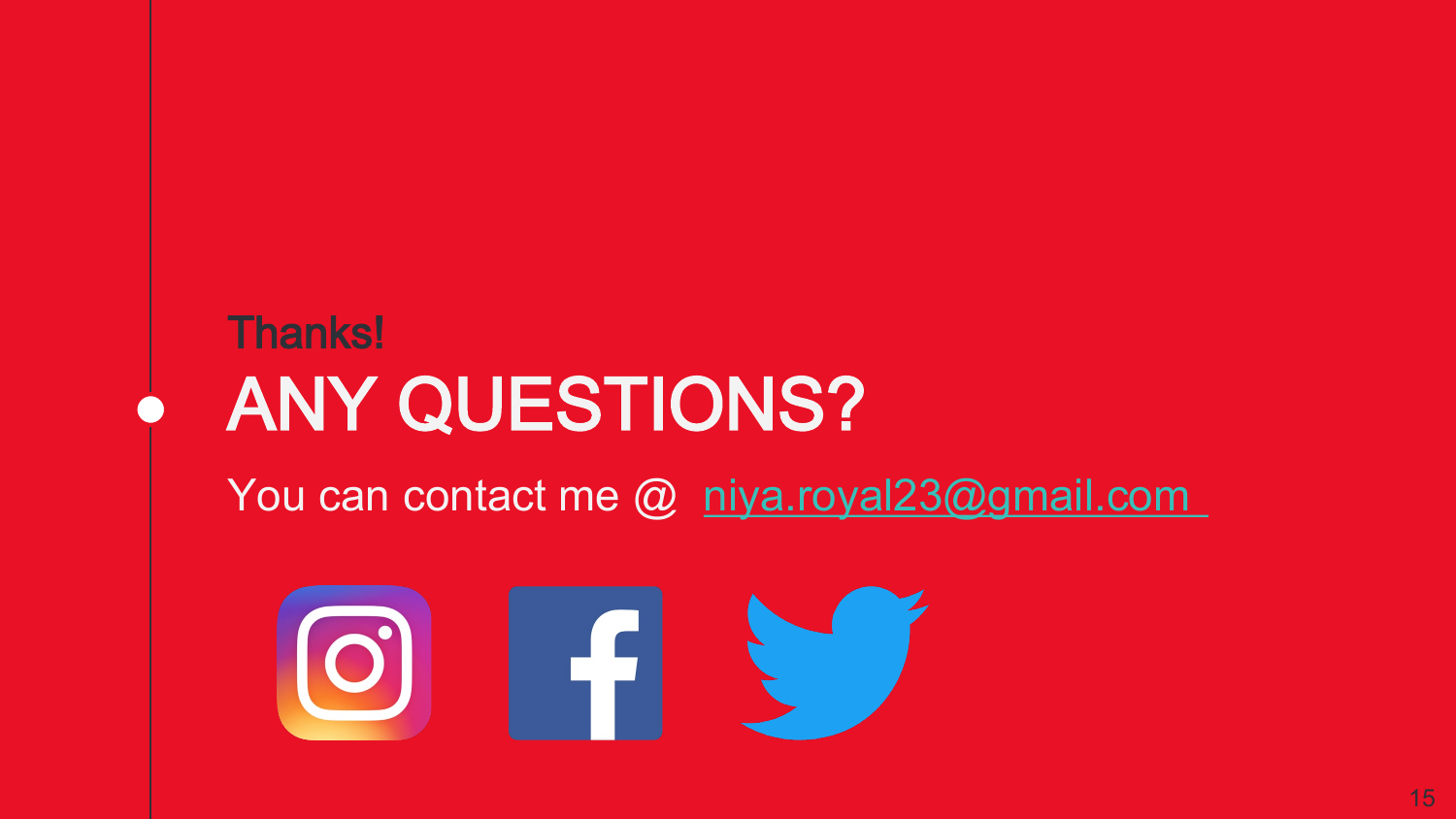Thanks!

# ANY QUESTIONS?

You can contact me @ niya.royal23@gmail.com